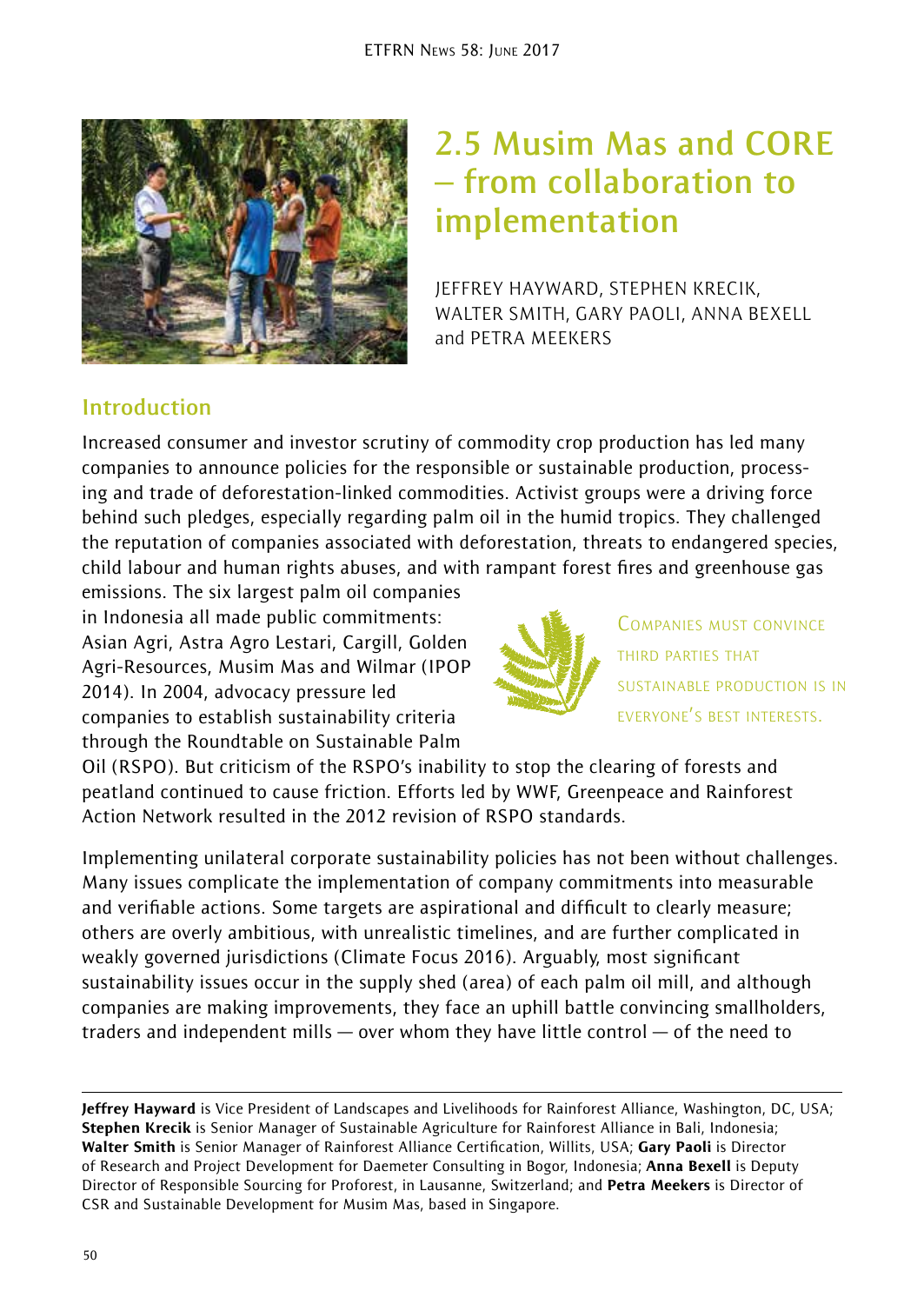# 2.5 Musim Mas and CORE – from collaboration to implementation

JEFFREY HAYWARD, STEPHEN KRECIK, WALTER SMITH, GARY PAOLI, ANNA BEXELL and PETRA MEEKERS

## Introduction

Increased consumer and investor scrutiny of commodity crop production has led many companies to announce policies for the responsible or sustainable production, processing and trade of deforestation-linked commodities. Activist groups were a driving force behind such pledges, especially regarding palm oil in the humid tropics. They challenged the reputation of companies associated with deforestation, threats to endangered species, child labour and human rights abuses, and with rampant forest fires and greenhouse gas emissions. The six largest palm oil companies in Indonesia all made public commitments: Asian Agri, Astra Agro Lestari, Cargill, Golden Agri-Resources, Musim Mas and Wilmar (IPOP 2014). In 2004, advocacy pressure led companies to establish sustainability criteria through the Roundtable on Sustainable Palm Oil (RSPO). But criticism of the RSPO's inability to stop the clearing of forests and peatland continued to cause friction. Efforts led by WWF, Greenpeace and Rainforest Action Network resulted in the 2012 revision of RSPO standards.

> Companies must convince third parties that sustainable production is in everyone's best interests.

Implementing unilateral corporate sustainability policies has not been without challenges. Many issues complicate the implementation of company commitments into measurable and verifiable actions. Some targets are aspirational and difficult to clearly measure; others are overly ambitious, with unrealistic timelines, and are further complicated in weakly governed jurisdictions (Climate Focus 2016). Arguably, most significant sustainability issues occur in the supply shed (area) of each palm oil mill, and although companies are making improvements, they face an uphill battle convincing smallholders, traders and independent mills — over whom they have little control — of the need to

---

**Jeffrey Hayward** is Vice President of Landscapes and Livelihoods for Rainforest Alliance, Washington, DC, USA; **Stephen Krecik** is Senior Manager of Sustainable Agriculture for Rainforest Alliance in Bali, Indonesia; **Walter Smith** is Senior Manager of Rainforest Alliance Certification, Willits, USA; **Gary Paoli** is Director of Research and Project Development for Daemeter Consulting in Bogor, Indonesia; **Anna Bexell** is Deputy Director of Responsible Sourcing for Proforest, in Lausanne, Switzerland; and **Petra Meekers** is Director of CSR and Sustainable Development for Musim Mas, based in Singapore.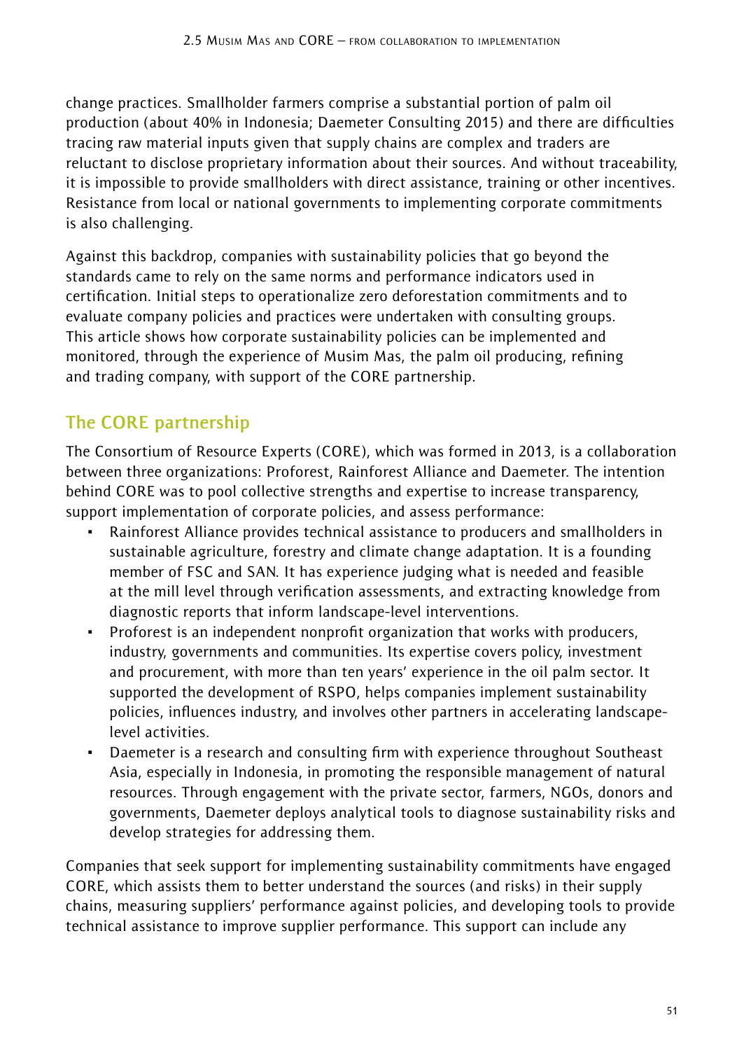change practices. Smallholder farmers comprise a substantial portion of palm oil production (about 40% in Indonesia; Daemeter Consulting 2015) and there are difficulties tracing raw material inputs given that supply chains are complex and traders are reluctant to disclose proprietary information about their sources. And without traceability, it is impossible to provide smallholders with direct assistance, training or other incentives. Resistance from local or national governments to implementing corporate commitments is also challenging.

Against this backdrop, companies with sustainability policies that go beyond the standards came to rely on the same norms and performance indicators used in certification. Initial steps to operationalize zero deforestation commitments and to evaluate company policies and practices were undertaken with consulting groups. This article shows how corporate sustainability policies can be implemented and monitored, through the experience of Musim Mas, the palm oil producing, refining and trading company, with support of the CORE partnership.

## The CORE partnership

The Consortium of Resource Experts (CORE), which was formed in 2013, is a collaboration between three organizations: Proforest, Rainforest Alliance and Daemeter. The intention behind CORE was to pool collective strengths and expertise to increase transparency, support implementation of corporate policies, and assess performance:

- Rainforest Alliance provides technical assistance to producers and smallholders in sustainable agriculture, forestry and climate change adaptation. It is a founding member of FSC and SAN. It has experience judging what is needed and feasible at the mill level through verification assessments, and extracting knowledge from diagnostic reports that inform landscape-level interventions.
- Proforest is an independent nonprofit organization that works with producers, industry, governments and communities. Its expertise covers policy, investment and procurement, with more than ten years' experience in the oil palm sector. It supported the development of RSPO, helps companies implement sustainability policies, influences industry, and involves other partners in accelerating landscape-level activities.
- Daemeter is a research and consulting firm with experience throughout Southeast Asia, especially in Indonesia, in promoting the responsible management of natural resources. Through engagement with the private sector, farmers, NGOs, donors and governments, Daemeter deploys analytical tools to diagnose sustainability risks and develop strategies for addressing them.

Companies that seek support for implementing sustainability commitments have engaged CORE, which assists them to better understand the sources (and risks) in their supply chains, measuring suppliers' performance against policies, and developing tools to provide technical assistance to improve supplier performance. This support can include any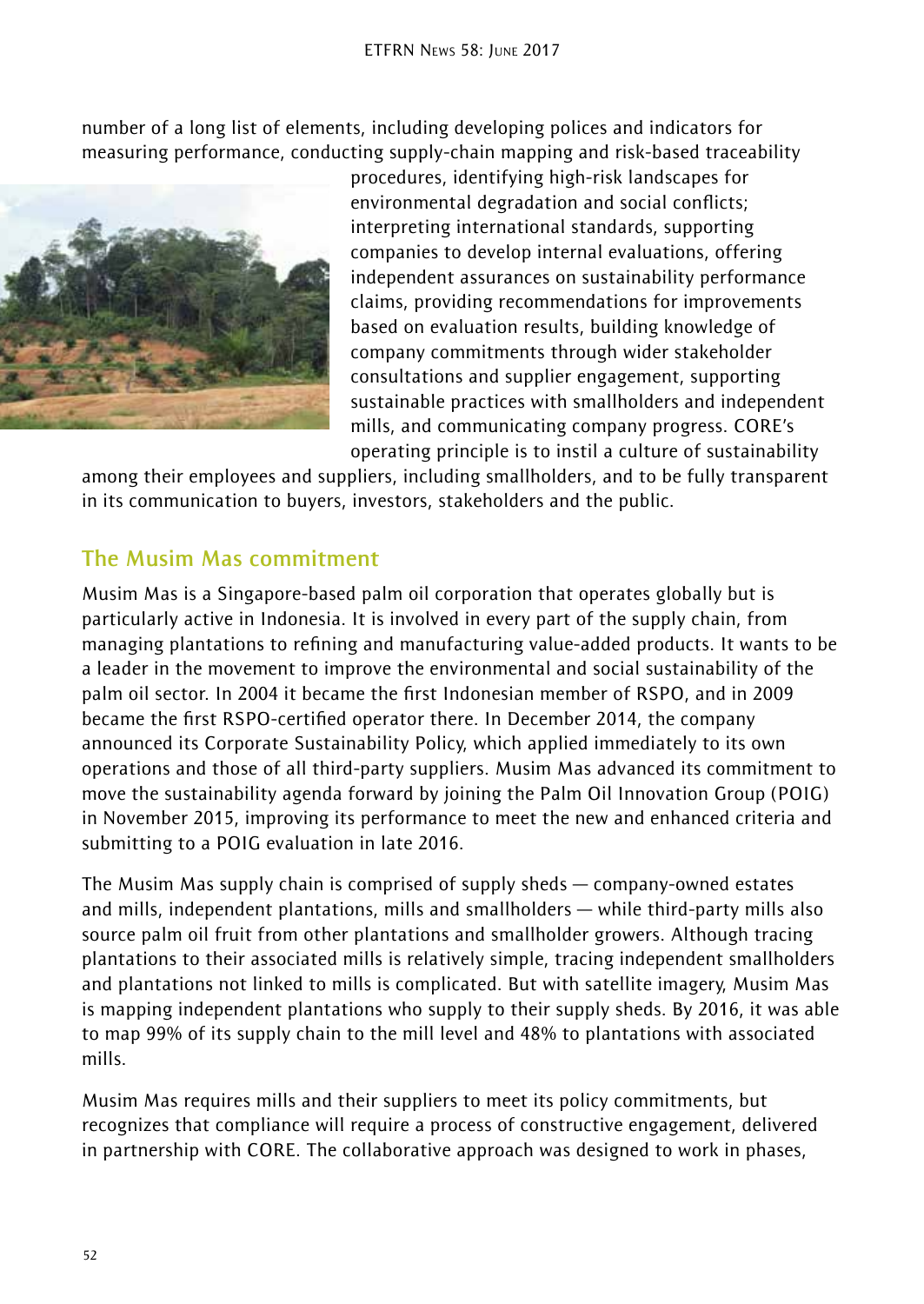number of a long list of elements, including developing polices and indicators for measuring performance, conducting supply-chain mapping and risk-based traceability procedures, identifying high-risk landscapes for environmental degradation and social conflicts; interpreting international standards, supporting companies to develop internal evaluations, offering independent assurances on sustainability performance claims, providing recommendations for improvements based on evaluation results, building knowledge of company commitments through wider stakeholder consultations and supplier engagement, supporting sustainable practices with smallholders and independent mills, and communicating company progress. CORE's operating principle is to instil a culture of sustainability among their employees and suppliers, including smallholders, and to be fully transparent in its communication to buyers, investors, stakeholders and the public.

## The Musim Mas commitment

Musim Mas is a Singapore-based palm oil corporation that operates globally but is particularly active in Indonesia. It is involved in every part of the supply chain, from managing plantations to refining and manufacturing value-added products. It wants to be a leader in the movement to improve the environmental and social sustainability of the palm oil sector. In 2004 it became the first Indonesian member of RSPO, and in 2009 became the first RSPO-certified operator there. In December 2014, the company announced its Corporate Sustainability Policy, which applied immediately to its own operations and those of all third-party suppliers. Musim Mas advanced its commitment to move the sustainability agenda forward by joining the Palm Oil Innovation Group (POIG) in November 2015, improving its performance to meet the new and enhanced criteria and submitting to a POIG evaluation in late 2016.

The Musim Mas supply chain is comprised of supply sheds — company-owned estates and mills, independent plantations, mills and smallholders — while third-party mills also source palm oil fruit from other plantations and smallholder growers. Although tracing plantations to their associated mills is relatively simple, tracing independent smallholders and plantations not linked to mills is complicated. But with satellite imagery, Musim Mas is mapping independent plantations who supply to their supply sheds. By 2016, it was able to map 99% of its supply chain to the mill level and 48% to plantations with associated mills.

Musim Mas requires mills and their suppliers to meet its policy commitments, but recognizes that compliance will require a process of constructive engagement, delivered in partnership with CORE. The collaborative approach was designed to work in phases,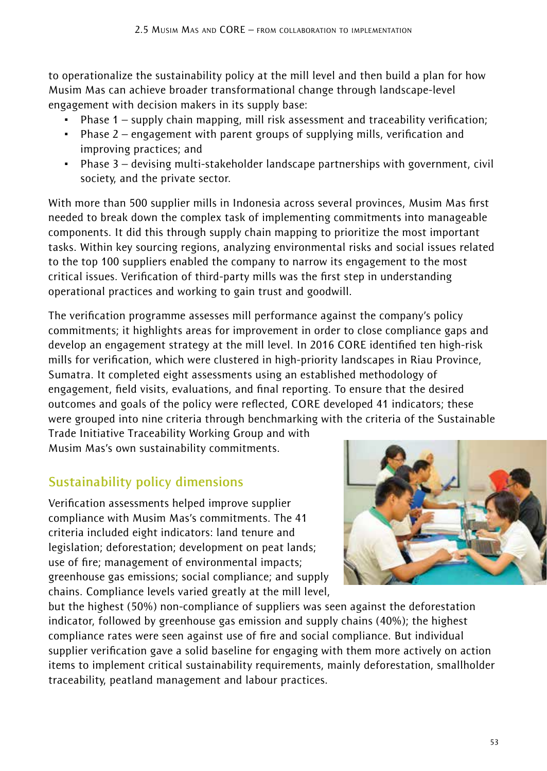to operationalize the sustainability policy at the mill level and then build a plan for how Musim Mas can achieve broader transformational change through landscape-level engagement with decision makers in its supply base:

- Phase 1 – supply chain mapping, mill risk assessment and traceability verification;
- Phase 2 – engagement with parent groups of supplying mills, verification and improving practices; and
- Phase 3 – devising multi-stakeholder landscape partnerships with government, civil society, and the private sector.

With more than 500 supplier mills in Indonesia across several provinces, Musim Mas first needed to break down the complex task of implementing commitments into manageable components. It did this through supply chain mapping to prioritize the most important tasks. Within key sourcing regions, analyzing environmental risks and social issues related to the top 100 suppliers enabled the company to narrow its engagement to the most critical issues. Verification of third-party mills was the first step in understanding operational practices and working to gain trust and goodwill.

The verification programme assesses mill performance against the company's policy commitments; it highlights areas for improvement in order to close compliance gaps and develop an engagement strategy at the mill level. In 2016 CORE identified ten high-risk mills for verification, which were clustered in high-priority landscapes in Riau Province, Sumatra. It completed eight assessments using an established methodology of engagement, field visits, evaluations, and final reporting. To ensure that the desired outcomes and goals of the policy were reflected, CORE developed 41 indicators; these were grouped into nine criteria through benchmarking with the criteria of the Sustainable Trade Initiative Traceability Working Group and with Musim Mas's own sustainability commitments.

## Sustainability policy dimensions

Verification assessments helped improve supplier compliance with Musim Mas's commitments. The 41 criteria included eight indicators: land tenure and legislation; deforestation; development on peat lands; use of fire; management of environmental impacts; greenhouse gas emissions; social compliance; and supply chains. Compliance levels varied greatly at the mill level, but the highest (50%) non-compliance of suppliers was seen against the deforestation indicator, followed by greenhouse gas emission and supply chains (40%); the highest compliance rates were seen against use of fire and social compliance. But individual supplier verification gave a solid baseline for engaging with them more actively on action items to implement critical sustainability requirements, mainly deforestation, smallholder traceability, peatland management and labour practices.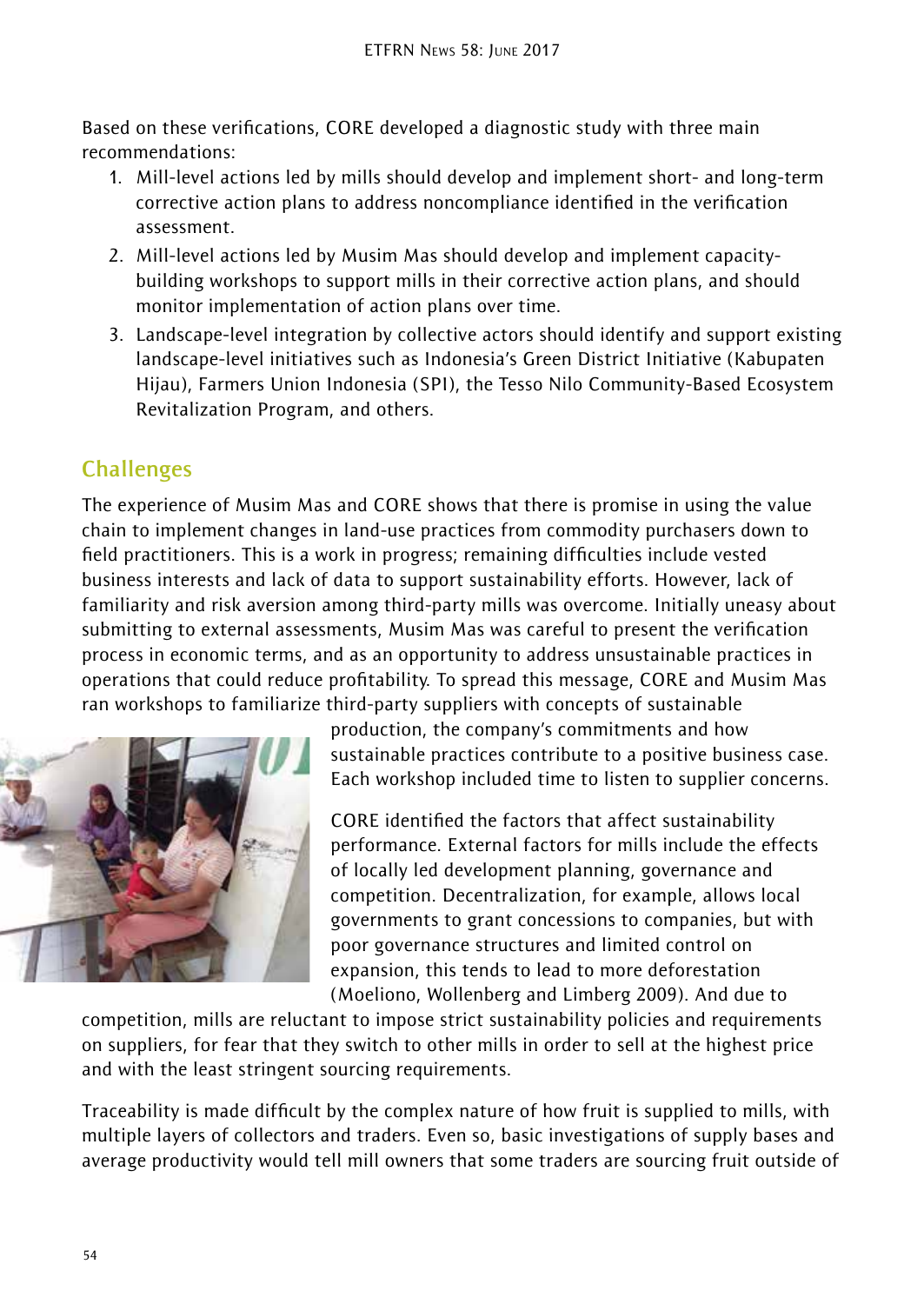Based on these verifications, CORE developed a diagnostic study with three main recommendations:

1. Mill-level actions led by mills should develop and implement short- and long-term corrective action plans to address noncompliance identified in the verification assessment.
2. Mill-level actions led by Musim Mas should develop and implement capacity-building workshops to support mills in their corrective action plans, and should monitor implementation of action plans over time.
3. Landscape-level integration by collective actors should identify and support existing landscape-level initiatives such as Indonesia's Green District Initiative (Kabupaten Hijau), Farmers Union Indonesia (SPI), the Tesso Nilo Community-Based Ecosystem Revitalization Program, and others.

## Challenges

The experience of Musim Mas and CORE shows that there is promise in using the value chain to implement changes in land-use practices from commodity purchasers down to field practitioners. This is a work in progress; remaining difficulties include vested business interests and lack of data to support sustainability efforts. However, lack of familiarity and risk aversion among third-party mills was overcome. Initially uneasy about submitting to external assessments, Musim Mas was careful to present the verification process in economic terms, and as an opportunity to address unsustainable practices in operations that could reduce profitability. To spread this message, CORE and Musim Mas ran workshops to familiarize third-party suppliers with concepts of sustainable production, the company's commitments and how sustainable practices contribute to a positive business case. Each workshop included time to listen to supplier concerns.

CORE identified the factors that affect sustainability performance. External factors for mills include the effects of locally led development planning, governance and competition. Decentralization, for example, allows local governments to grant concessions to companies, but with poor governance structures and limited control on expansion, this tends to lead to more deforestation (Moeliono, Wollenberg and Limberg 2009). And due to competition, mills are reluctant to impose strict sustainability policies and requirements on suppliers, for fear that they switch to other mills in order to sell at the highest price and with the least stringent sourcing requirements.

Traceability is made difficult by the complex nature of how fruit is supplied to mills, with multiple layers of collectors and traders. Even so, basic investigations of supply bases and average productivity would tell mill owners that some traders are sourcing fruit outside of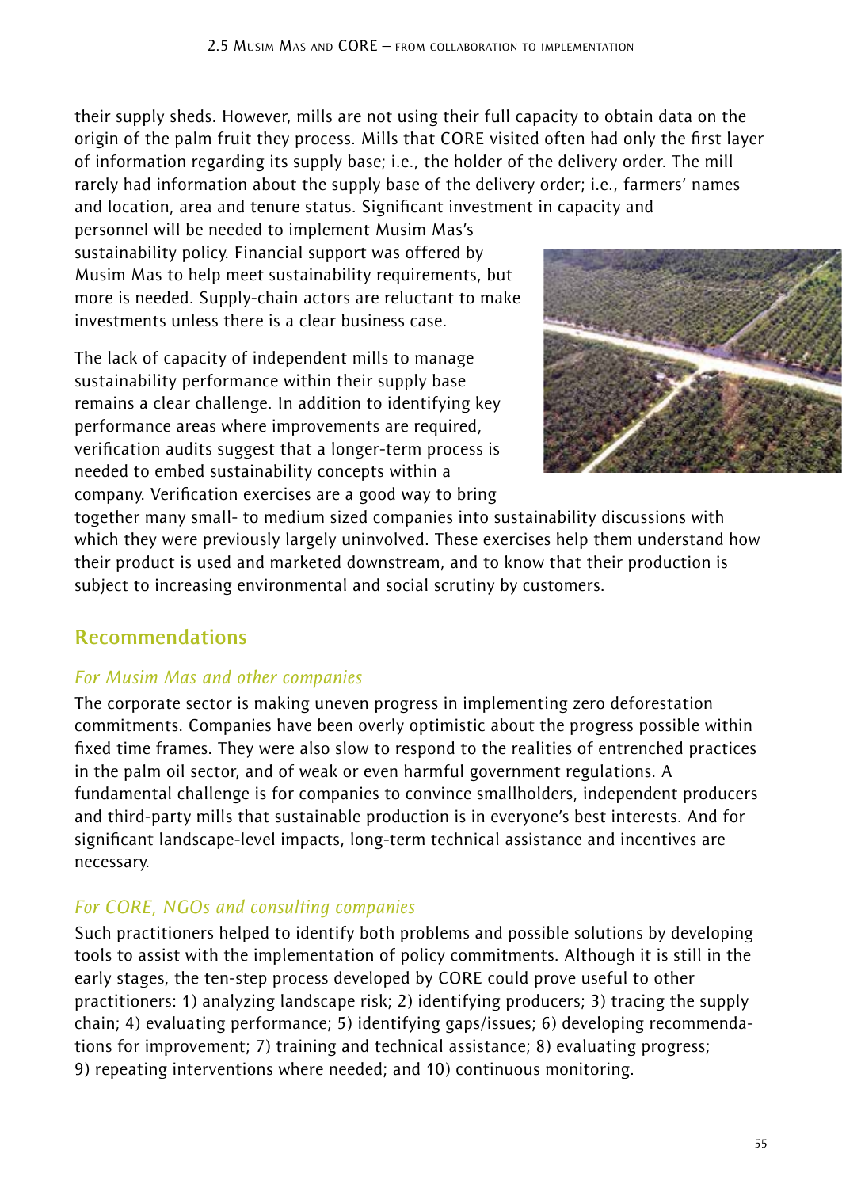their supply sheds. However, mills are not using their full capacity to obtain data on the origin of the palm fruit they process. Mills that CORE visited often had only the first layer of information regarding its supply base; i.e., the holder of the delivery order. The mill rarely had information about the supply base of the delivery order; i.e., farmers' names and location, area and tenure status. Significant investment in capacity and personnel will be needed to implement Musim Mas's sustainability policy. Financial support was offered by Musim Mas to help meet sustainability requirements, but more is needed. Supply-chain actors are reluctant to make investments unless there is a clear business case.

The lack of capacity of independent mills to manage sustainability performance within their supply base remains a clear challenge. In addition to identifying key performance areas where improvements are required, verification audits suggest that a longer-term process is needed to embed sustainability concepts within a company. Verification exercises are a good way to bring together many small- to medium sized companies into sustainability discussions with which they were previously largely uninvolved. These exercises help them understand how their product is used and marketed downstream, and to know that their production is subject to increasing environmental and social scrutiny by customers.

## Recommendations

### *For Musim Mas and other companies*

The corporate sector is making uneven progress in implementing zero deforestation commitments. Companies have been overly optimistic about the progress possible within fixed time frames. They were also slow to respond to the realities of entrenched practices in the palm oil sector, and of weak or even harmful government regulations. A fundamental challenge is for companies to convince smallholders, independent producers and third-party mills that sustainable production is in everyone's best interests. And for significant landscape-level impacts, long-term technical assistance and incentives are necessary.

### *For CORE, NGOs and consulting companies*

Such practitioners helped to identify both problems and possible solutions by developing tools to assist with the implementation of policy commitments. Although it is still in the early stages, the ten-step process developed by CORE could prove useful to other practitioners: 1) analyzing landscape risk; 2) identifying producers; 3) tracing the supply chain; 4) evaluating performance; 5) identifying gaps/issues; 6) developing recommendations for improvement; 7) training and technical assistance; 8) evaluating progress; 9) repeating interventions where needed; and 10) continuous monitoring.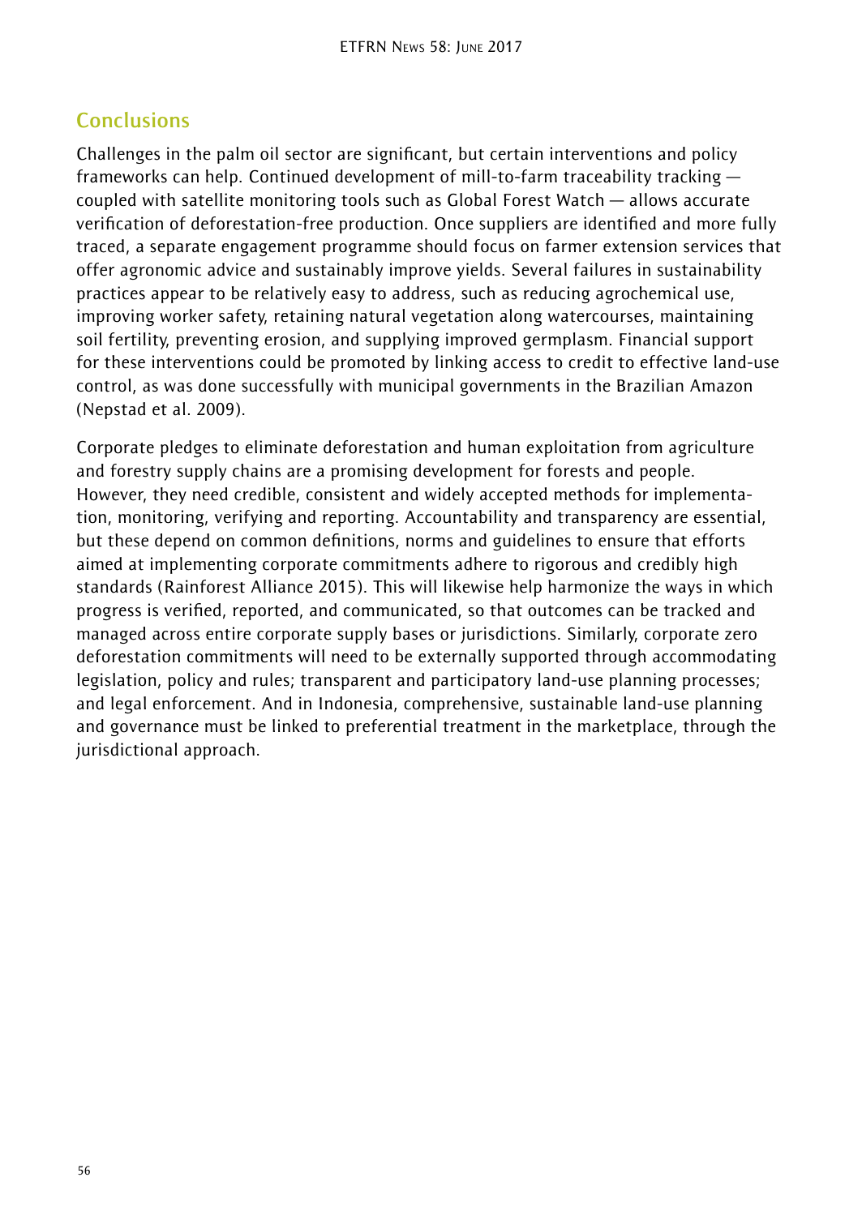## Conclusions

Challenges in the palm oil sector are significant, but certain interventions and policy frameworks can help. Continued development of mill-to-farm traceability tracking — coupled with satellite monitoring tools such as Global Forest Watch — allows accurate verification of deforestation-free production. Once suppliers are identified and more fully traced, a separate engagement programme should focus on farmer extension services that offer agronomic advice and sustainably improve yields. Several failures in sustainability practices appear to be relatively easy to address, such as reducing agrochemical use, improving worker safety, retaining natural vegetation along watercourses, maintaining soil fertility, preventing erosion, and supplying improved germplasm. Financial support for these interventions could be promoted by linking access to credit to effective land-use control, as was done successfully with municipal governments in the Brazilian Amazon (Nepstad et al. 2009).

Corporate pledges to eliminate deforestation and human exploitation from agriculture and forestry supply chains are a promising development for forests and people. However, they need credible, consistent and widely accepted methods for implementation, monitoring, verifying and reporting. Accountability and transparency are essential, but these depend on common definitions, norms and guidelines to ensure that efforts aimed at implementing corporate commitments adhere to rigorous and credibly high standards (Rainforest Alliance 2015). This will likewise help harmonize the ways in which progress is verified, reported, and communicated, so that outcomes can be tracked and managed across entire corporate supply bases or jurisdictions. Similarly, corporate zero deforestation commitments will need to be externally supported through accommodating legislation, policy and rules; transparent and participatory land-use planning processes; and legal enforcement. And in Indonesia, comprehensive, sustainable land-use planning and governance must be linked to preferential treatment in the marketplace, through the jurisdictional approach.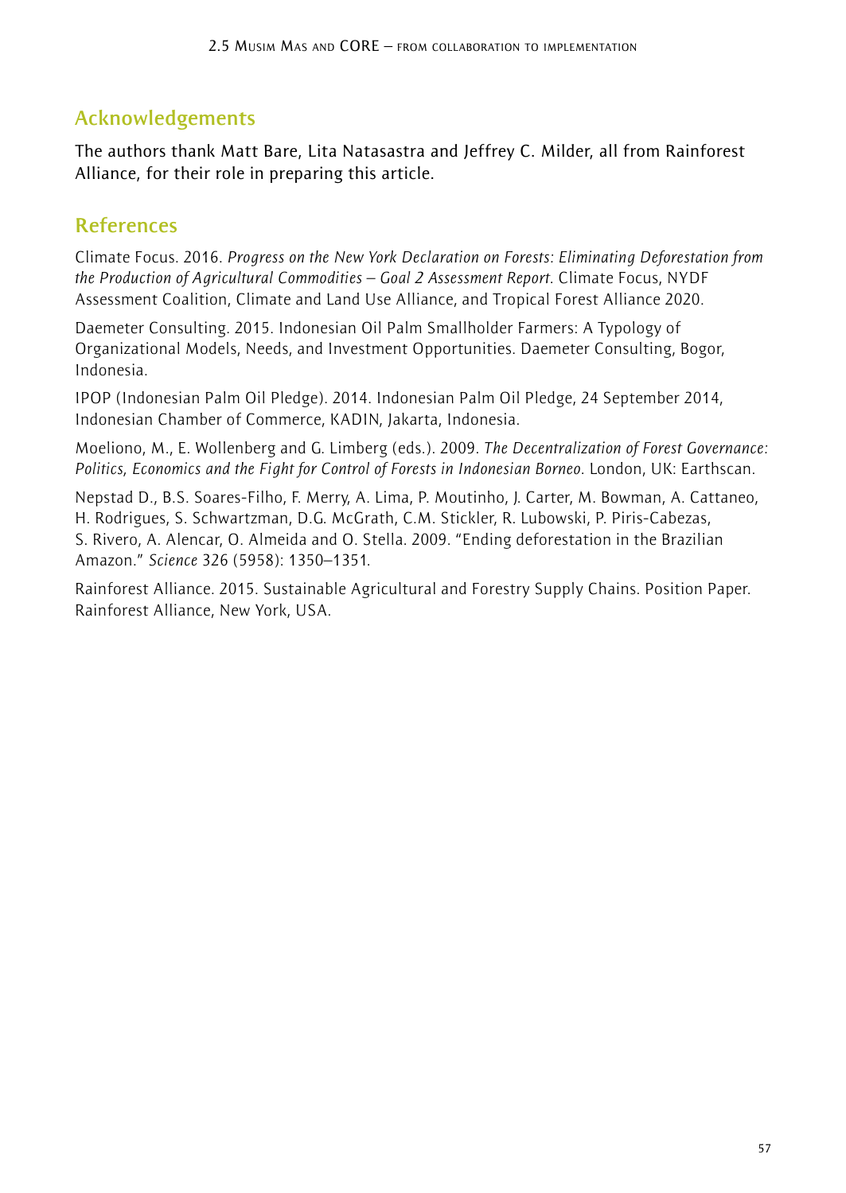## Acknowledgements

The authors thank Matt Bare, Lita Natasastra and Jeffrey C. Milder, all from Rainforest Alliance, for their role in preparing this article.

## References

Climate Focus. 2016. *Progress on the New York Declaration on Forests: Eliminating Deforestation from the Production of Agricultural Commodities – Goal 2 Assessment Report*. Climate Focus, NYDF Assessment Coalition, Climate and Land Use Alliance, and Tropical Forest Alliance 2020.

Daemeter Consulting. 2015. Indonesian Oil Palm Smallholder Farmers: A Typology of Organizational Models, Needs, and Investment Opportunities. Daemeter Consulting, Bogor, Indonesia.

IPOP (Indonesian Palm Oil Pledge). 2014. Indonesian Palm Oil Pledge, 24 September 2014, Indonesian Chamber of Commerce, KADIN, Jakarta, Indonesia.

Moeliono, M., E. Wollenberg and G. Limberg (eds.). 2009. *The Decentralization of Forest Governance: Politics, Economics and the Fight for Control of Forests in Indonesian Borneo*. London, UK: Earthscan.

Nepstad D., B.S. Soares-Filho, F. Merry, A. Lima, P. Moutinho, J. Carter, M. Bowman, A. Cattaneo, H. Rodrigues, S. Schwartzman, D.G. McGrath, C.M. Stickler, R. Lubowski, P. Piris-Cabezas, S. Rivero, A. Alencar, O. Almeida and O. Stella. 2009. "Ending deforestation in the Brazilian Amazon." *Science* 326 (5958): 1350–1351.

Rainforest Alliance. 2015. Sustainable Agricultural and Forestry Supply Chains. Position Paper. Rainforest Alliance, New York, USA.